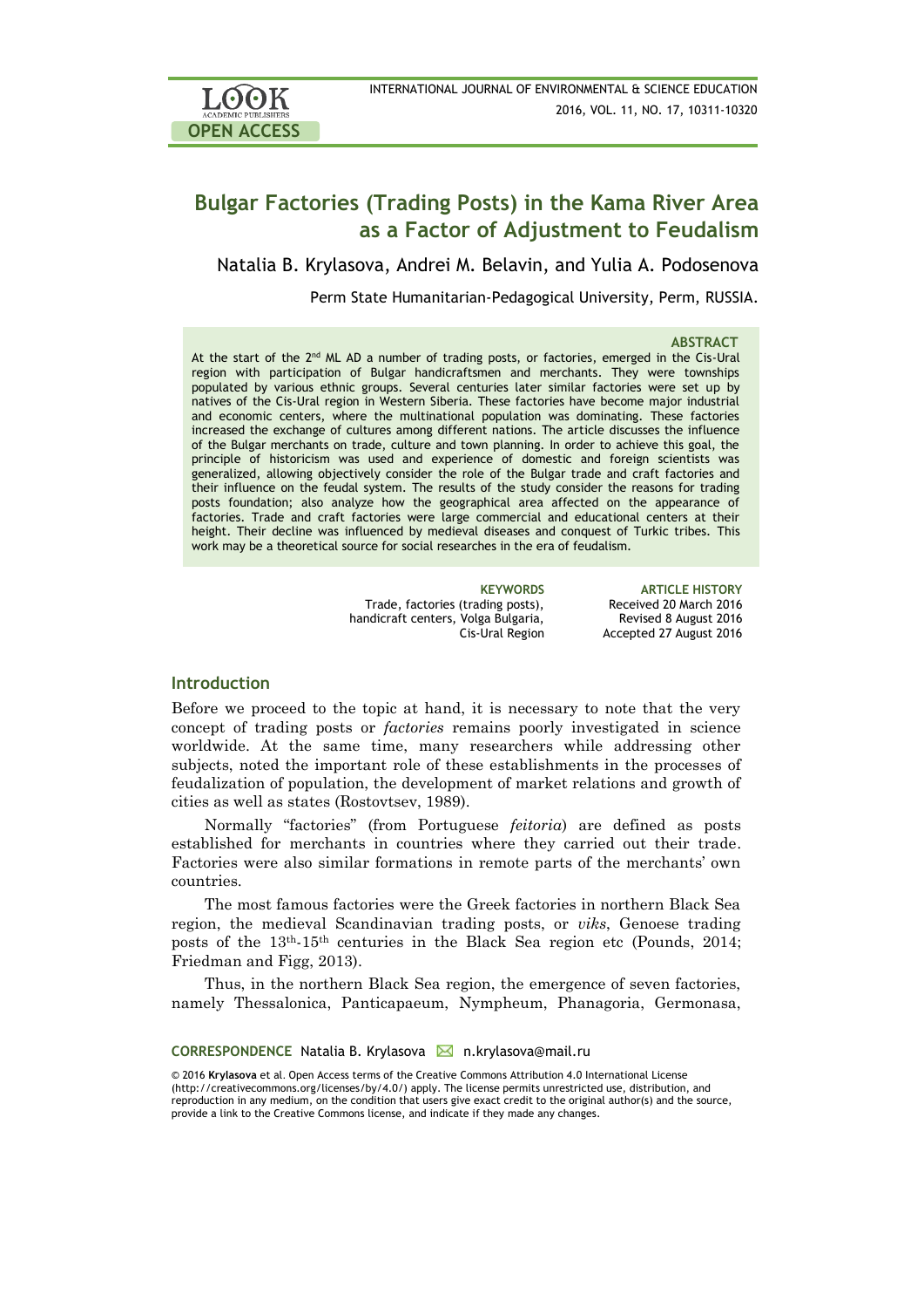# Bulgar Factories (Trading Posts) in the Kama River Area as a Factor of Adjustment to Feudalism

Natalia B. Krylasova, Andrei M. Belavin, and Yulia A. Podosenova

Perm State Humanitarian-Pedagogical University, Perm, RUSSIA.

### ABSTRACT

At the start of the 2nd ML AD a number of trading posts, or factories, emerged in the Cis-Ural region with participation of Bulgar handicraftsmen and merchants. They were townships populated by various ethnic groups. Several centuries later similar factories were set up by natives of the Cis-Ural region in Western Siberia. These factories have become major industrial and economic centers, where the multinational population was dominating. These factories increased the exchange of cultures among different nations. The article discusses the influence of the Bulgar merchants on trade, culture and town planning. In order to achieve this goal, the principle of historicism was used and experience of domestic and foreign scientists was generalized, allowing objectively consider the role of the Bulgar trade and craft factories and their influence on the feudal system. The results of the study consider the reasons for trading posts foundation; also analyze how the geographical area affected on the appearance of factories. Trade and craft factories were large commercial and educational centers at their height. Their decline was influenced by medieval diseases and conquest of Turkic tribes. This work may be a theoretical source for social researches in the era of feudalism.

**KEYWORDS**
Trade, factories (trading posts), handicraft centers, Volga Bulgaria, Cis-Ural Region

**ARTICLE HISTORY**
Received 20 March 2016
Revised 8 August 2016
Accepted 27 August 2016

## Introduction

Before we proceed to the topic at hand, it is necessary to note that the very concept of trading posts or *factories* remains poorly investigated in science worldwide. At the same time, many researchers while addressing other subjects, noted the important role of these establishments in the processes of feudalization of population, the development of market relations and growth of cities as well as states (Rostovtsev, 1989).

Normally "factories" (from Portuguese *feitoria*) are defined as posts established for merchants in countries where they carried out their trade. Factories were also similar formations in remote parts of the merchants' own countries.

The most famous factories were the Greek factories in northern Black Sea region, the medieval Scandinavian trading posts, or *viks*, Genoese trading posts of the 13th-15th centuries in the Black Sea region etc (Pounds, 2014; Friedman and Figg, 2013).

Thus, in the northern Black Sea region, the emergence of seven factories, namely Thessalonica, Panticapaeum, Nympheum, Phanagoria, Germonasa,

**CORRESPONDENCE** Natalia B. Krylasova ✉ n.krylasova@mail.ru

© 2016 **Krylasova** et al. Open Access terms of the Creative Commons Attribution 4.0 International License (http://creativecommons.org/licenses/by/4.0/) apply. The license permits unrestricted use, distribution, and reproduction in any medium, on the condition that users give exact credit to the original author(s) and the source, provide a link to the Creative Commons license, and indicate if they made any changes.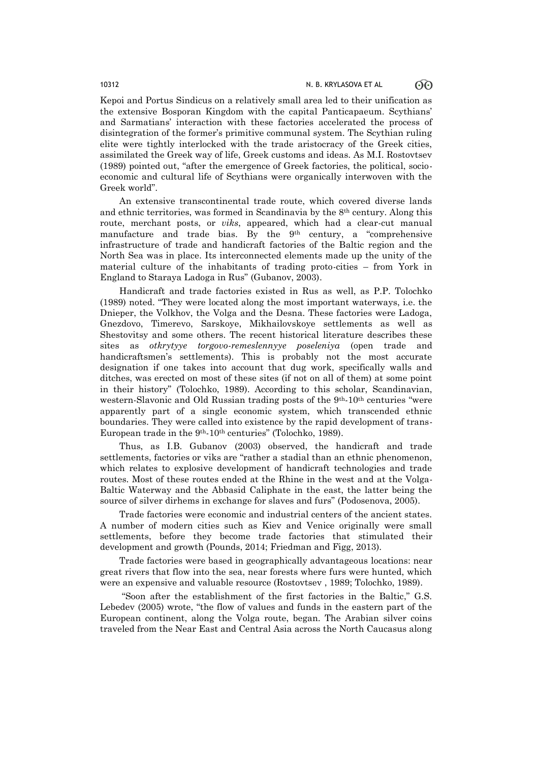Kepoi and Portus Sindicus on a relatively small area led to their unification as the extensive Bosporan Kingdom with the capital Panticapaeum. Scythians' and Sarmatians' interaction with these factories accelerated the process of disintegration of the former's primitive communal system. The Scythian ruling elite were tightly interlocked with the trade aristocracy of the Greek cities, assimilated the Greek way of life, Greek customs and ideas. As M.I. Rostovtsev (1989) pointed out, "after the emergence of Greek factories, the political, socio-economic and cultural life of Scythians were organically interwoven with the Greek world".

An extensive transcontinental trade route, which covered diverse lands and ethnic territories, was formed in Scandinavia by the 8th century. Along this route, merchant posts, or *viks*, appeared, which had a clear-cut manual manufacture and trade bias. By the 9th century, a "comprehensive infrastructure of trade and handicraft factories of the Baltic region and the North Sea was in place. Its interconnected elements made up the unity of the material culture of the inhabitants of trading proto-cities – from York in England to Staraya Ladoga in Rus" (Gubanov, 2003).

Handicraft and trade factories existed in Rus as well, as P.P. Tolochko (1989) noted. "They were located along the most important waterways, i.e. the Dnieper, the Volkhov, the Volga and the Desna. These factories were Ladoga, Gnezdovo, Timerevo, Sarskoye, Mikhailovskoye settlements as well as Shestovitsy and some others. The recent historical literature describes these sites as *otkrytyye torgovo-remeslennyye poseleniya* (open trade and handicraftsmen's settlements). This is probably not the most accurate designation if one takes into account that dug work, specifically walls and ditches, was erected on most of these sites (if not on all of them) at some point in their history" (Tolochko, 1989). According to this scholar, Scandinavian, western-Slavonic and Old Russian trading posts of the 9th-10th centuries "were apparently part of a single economic system, which transcended ethnic boundaries. They were called into existence by the rapid development of trans-European trade in the 9th-10th centuries" (Tolochko, 1989).

Thus, as I.B. Gubanov (2003) observed, the handicraft and trade settlements, factories or viks are "rather a stadial than an ethnic phenomenon, which relates to explosive development of handicraft technologies and trade routes. Most of these routes ended at the Rhine in the west and at the Volga-Baltic Waterway and the Abbasid Caliphate in the east, the latter being the source of silver dirhems in exchange for slaves and furs" (Podosenova, 2005).

Trade factories were economic and industrial centers of the ancient states. A number of modern cities such as Kiev and Venice originally were small settlements, before they become trade factories that stimulated their development and growth (Pounds, 2014; Friedman and Figg, 2013).

Trade factories were based in geographically advantageous locations: near great rivers that flow into the sea, near forests where furs were hunted, which were an expensive and valuable resource (Rostovtsev , 1989; Tolochko, 1989).

"Soon after the establishment of the first factories in the Baltic," G.S. Lebedev (2005) wrote, "the flow of values and funds in the eastern part of the European continent, along the Volga route, began. The Arabian silver coins traveled from the Near East and Central Asia across the North Caucasus along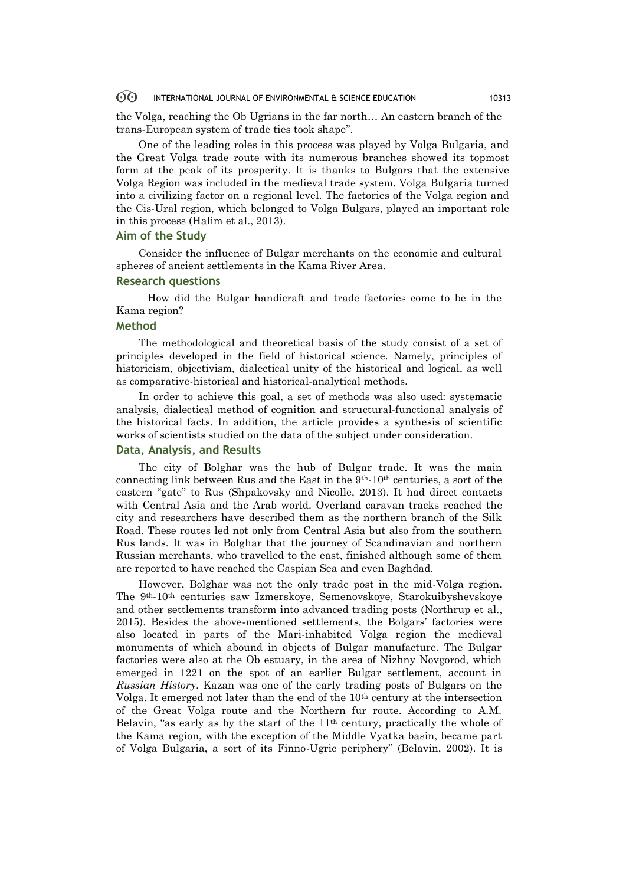the Volga, reaching the Ob Ugrians in the far north… An eastern branch of the trans-European system of trade ties took shape".

One of the leading roles in this process was played by Volga Bulgaria, and the Great Volga trade route with its numerous branches showed its topmost form at the peak of its prosperity. It is thanks to Bulgars that the extensive Volga Region was included in the medieval trade system. Volga Bulgaria turned into a civilizing factor on a regional level. The factories of the Volga region and the Cis-Ural region, which belonged to Volga Bulgars, played an important role in this process (Halim et al., 2013).

## Aim of the Study

Consider the influence of Bulgar merchants on the economic and cultural spheres of ancient settlements in the Kama River Area.

## Research questions

How did the Bulgar handicraft and trade factories come to be in the Kama region?

## Method

The methodological and theoretical basis of the study consist of a set of principles developed in the field of historical science. Namely, principles of historicism, objectivism, dialectical unity of the historical and logical, as well as comparative-historical and historical-analytical methods.

In order to achieve this goal, a set of methods was also used: systematic analysis, dialectical method of cognition and structural-functional analysis of the historical facts. In addition, the article provides a synthesis of scientific works of scientists studied on the data of the subject under consideration.

## Data, Analysis, and Results

The city of Bolghar was the hub of Bulgar trade. It was the main connecting link between Rus and the East in the 9th-10th centuries, a sort of the eastern "gate" to Rus (Shpakovsky and Nicolle, 2013). It had direct contacts with Central Asia and the Arab world. Overland caravan tracks reached the city and researchers have described them as the northern branch of the Silk Road. These routes led not only from Central Asia but also from the southern Rus lands. It was in Bolghar that the journey of Scandinavian and northern Russian merchants, who travelled to the east, finished although some of them are reported to have reached the Caspian Sea and even Baghdad.

However, Bolghar was not the only trade post in the mid-Volga region. The 9th-10th centuries saw Izmerskoye, Semenovskoye, Starokuibyshevskoye and other settlements transform into advanced trading posts (Northrup et al., 2015). Besides the above-mentioned settlements, the Bolgars' factories were also located in parts of the Mari-inhabited Volga region the medieval monuments of which abound in objects of Bulgar manufacture. The Bulgar factories were also at the Ob estuary, in the area of Nizhny Novgorod, which emerged in 1221 on the spot of an earlier Bulgar settlement, account in *Russian History*. Kazan was one of the early trading posts of Bulgars on the Volga. It emerged not later than the end of the 10th century at the intersection of the Great Volga route and the Northern fur route. According to A.M. Belavin, "as early as by the start of the 11th century, practically the whole of the Kama region, with the exception of the Middle Vyatka basin, became part of Volga Bulgaria, a sort of its Finno-Ugric periphery" (Belavin, 2002). It is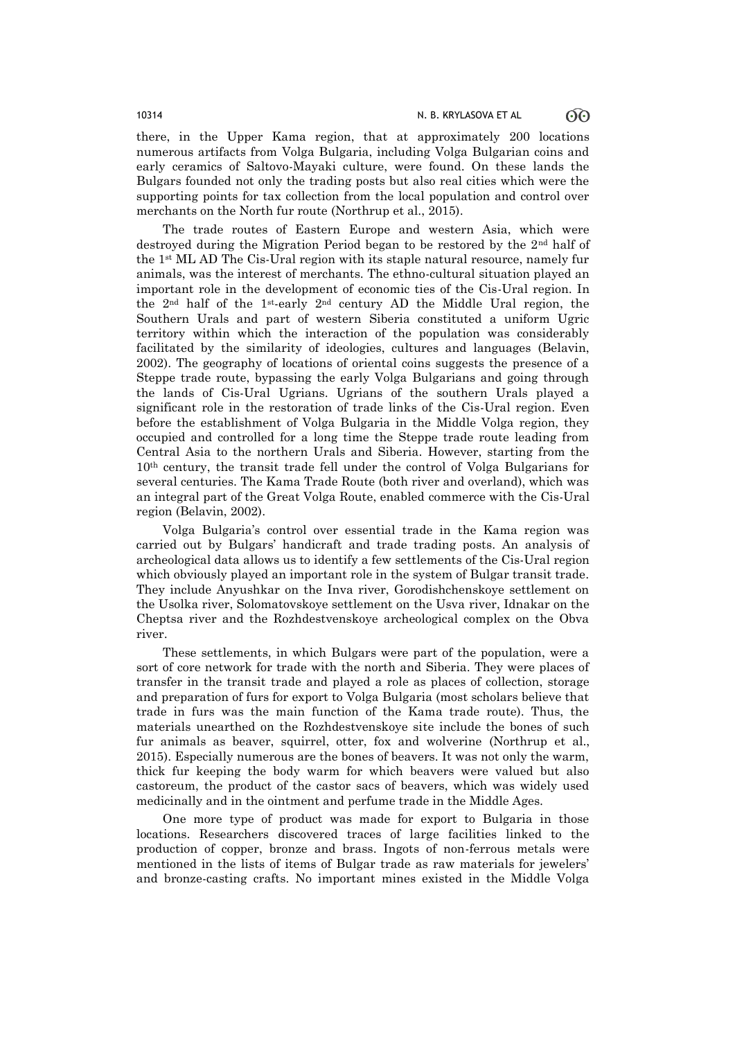there, in the Upper Kama region, that at approximately 200 locations numerous artifacts from Volga Bulgaria, including Volga Bulgarian coins and early ceramics of Saltovo-Mayaki culture, were found. On these lands the Bulgars founded not only the trading posts but also real cities which were the supporting points for tax collection from the local population and control over merchants on the North fur route (Northrup et al., 2015).

The trade routes of Eastern Europe and western Asia, which were destroyed during the Migration Period began to be restored by the 2nd half of the 1st ML AD The Cis-Ural region with its staple natural resource, namely fur animals, was the interest of merchants. The ethno-cultural situation played an important role in the development of economic ties of the Cis-Ural region. In the 2nd half of the 1st-early 2nd century AD the Middle Ural region, the Southern Urals and part of western Siberia constituted a uniform Ugric territory within which the interaction of the population was considerably facilitated by the similarity of ideologies, cultures and languages (Belavin, 2002). The geography of locations of oriental coins suggests the presence of a Steppe trade route, bypassing the early Volga Bulgarians and going through the lands of Cis-Ural Ugrians. Ugrians of the southern Urals played a significant role in the restoration of trade links of the Cis-Ural region. Even before the establishment of Volga Bulgaria in the Middle Volga region, they occupied and controlled for a long time the Steppe trade route leading from Central Asia to the northern Urals and Siberia. However, starting from the 10th century, the transit trade fell under the control of Volga Bulgarians for several centuries. The Kama Trade Route (both river and overland), which was an integral part of the Great Volga Route, enabled commerce with the Cis-Ural region (Belavin, 2002).

Volga Bulgaria's control over essential trade in the Kama region was carried out by Bulgars' handicraft and trade trading posts. An analysis of archeological data allows us to identify a few settlements of the Cis-Ural region which obviously played an important role in the system of Bulgar transit trade. They include Anyushkar on the Inva river, Gorodishchenskoye settlement on the Usolka river, Solomatovskoye settlement on the Usva river, Idnakar on the Cheptsa river and the Rozhdestvenskoye archeological complex on the Obva river.

These settlements, in which Bulgars were part of the population, were a sort of core network for trade with the north and Siberia. They were places of transfer in the transit trade and played a role as places of collection, storage and preparation of furs for export to Volga Bulgaria (most scholars believe that trade in furs was the main function of the Kama trade route). Thus, the materials unearthed on the Rozhdestvenskoye site include the bones of such fur animals as beaver, squirrel, otter, fox and wolverine (Northrup et al., 2015). Especially numerous are the bones of beavers. It was not only the warm, thick fur keeping the body warm for which beavers were valued but also castoreum, the product of the castor sacs of beavers, which was widely used medicinally and in the ointment and perfume trade in the Middle Ages.

One more type of product was made for export to Bulgaria in those locations. Researchers discovered traces of large facilities linked to the production of copper, bronze and brass. Ingots of non-ferrous metals were mentioned in the lists of items of Bulgar trade as raw materials for jewelers' and bronze-casting crafts. No important mines existed in the Middle Volga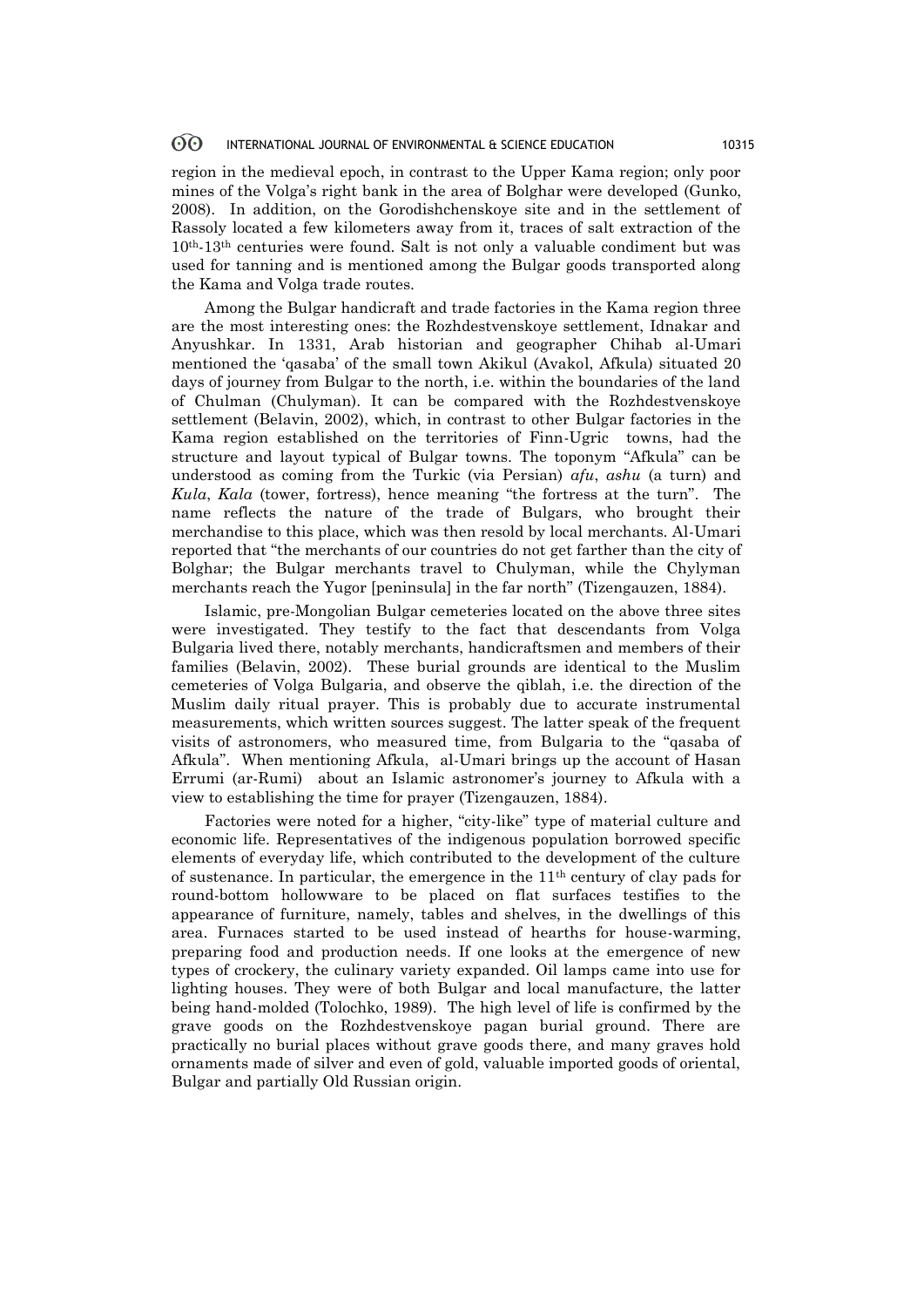region in the medieval epoch, in contrast to the Upper Kama region; only poor mines of the Volga's right bank in the area of Bolghar were developed (Gunko, 2008). In addition, on the Gorodishchenskoye site and in the settlement of Rassoly located a few kilometers away from it, traces of salt extraction of the 10th-13th centuries were found. Salt is not only a valuable condiment but was used for tanning and is mentioned among the Bulgar goods transported along the Kama and Volga trade routes.

Among the Bulgar handicraft and trade factories in the Kama region three are the most interesting ones: the Rozhdestvenskoye settlement, Idnakar and Anyushkar. In 1331, Arab historian and geographer Chihab al-Umari mentioned the 'qasaba' of the small town Akikul (Avakol, Afkula) situated 20 days of journey from Bulgar to the north, i.e. within the boundaries of the land of Chulman (Chulyman). It can be compared with the Rozhdestvenskoye settlement (Belavin, 2002), which, in contrast to other Bulgar factories in the Kama region established on the territories of Finn-Ugric towns, had the structure and layout typical of Bulgar towns. The toponym "Afkula" can be understood as coming from the Turkic (via Persian) *afu*, *ashu* (a turn) and *Kula*, *Kala* (tower, fortress), hence meaning "the fortress at the turn". The name reflects the nature of the trade of Bulgars, who brought their merchandise to this place, which was then resold by local merchants. Al-Umari reported that "the merchants of our countries do not get farther than the city of Bolghar; the Bulgar merchants travel to Chulyman, while the Chylyman merchants reach the Yugor [peninsula] in the far north" (Tizengauzen, 1884).

Islamic, pre-Mongolian Bulgar cemeteries located on the above three sites were investigated. They testify to the fact that descendants from Volga Bulgaria lived there, notably merchants, handicraftsmen and members of their families (Belavin, 2002). These burial grounds are identical to the Muslim cemeteries of Volga Bulgaria, and observe the qiblah, i.e. the direction of the Muslim daily ritual prayer. This is probably due to accurate instrumental measurements, which written sources suggest. The latter speak of the frequent visits of astronomers, who measured time, from Bulgaria to the "qasaba of Afkula". When mentioning Afkula, al-Umari brings up the account of Hasan Errumi (ar-Rumi) about an Islamic astronomer's journey to Afkula with a view to establishing the time for prayer (Tizengauzen, 1884).

Factories were noted for a higher, "city-like" type of material culture and economic life. Representatives of the indigenous population borrowed specific elements of everyday life, which contributed to the development of the culture of sustenance. In particular, the emergence in the 11th century of clay pads for round-bottom hollowware to be placed on flat surfaces testifies to the appearance of furniture, namely, tables and shelves, in the dwellings of this area. Furnaces started to be used instead of hearths for house-warming, preparing food and production needs. If one looks at the emergence of new types of crockery, the culinary variety expanded. Oil lamps came into use for lighting houses. They were of both Bulgar and local manufacture, the latter being hand-molded (Tolochko, 1989). The high level of life is confirmed by the grave goods on the Rozhdestvenskoye pagan burial ground. There are practically no burial places without grave goods there, and many graves hold ornaments made of silver and even of gold, valuable imported goods of oriental, Bulgar and partially Old Russian origin.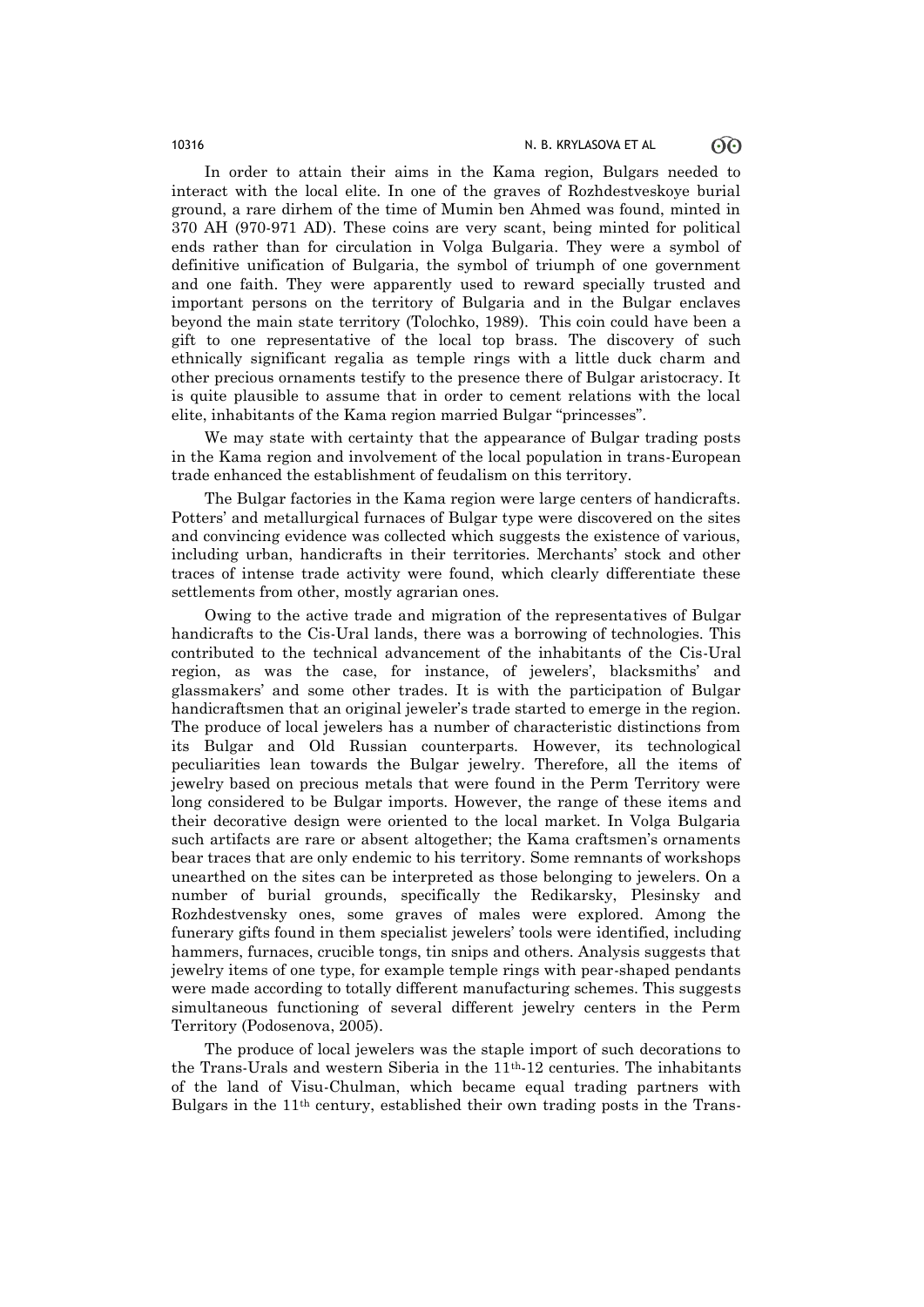In order to attain their aims in the Kama region, Bulgars needed to interact with the local elite. In one of the graves of Rozhdestveskoye burial ground, a rare dirhem of the time of Mumin ben Ahmed was found, minted in 370 AH (970-971 AD). These coins are very scant, being minted for political ends rather than for circulation in Volga Bulgaria. They were a symbol of definitive unification of Bulgaria, the symbol of triumph of one government and one faith. They were apparently used to reward specially trusted and important persons on the territory of Bulgaria and in the Bulgar enclaves beyond the main state territory (Tolochko, 1989). This coin could have been a gift to one representative of the local top brass. The discovery of such ethnically significant regalia as temple rings with a little duck charm and other precious ornaments testify to the presence there of Bulgar aristocracy. It is quite plausible to assume that in order to cement relations with the local elite, inhabitants of the Kama region married Bulgar "princesses".

We may state with certainty that the appearance of Bulgar trading posts in the Kama region and involvement of the local population in trans-European trade enhanced the establishment of feudalism on this territory.

The Bulgar factories in the Kama region were large centers of handicrafts. Potters' and metallurgical furnaces of Bulgar type were discovered on the sites and convincing evidence was collected which suggests the existence of various, including urban, handicrafts in their territories. Merchants' stock and other traces of intense trade activity were found, which clearly differentiate these settlements from other, mostly agrarian ones.

Owing to the active trade and migration of the representatives of Bulgar handicrafts to the Cis-Ural lands, there was a borrowing of technologies. This contributed to the technical advancement of the inhabitants of the Cis-Ural region, as was the case, for instance, of jewelers', blacksmiths' and glassmakers' and some other trades. It is with the participation of Bulgar handicraftsmen that an original jeweler's trade started to emerge in the region. The produce of local jewelers has a number of characteristic distinctions from its Bulgar and Old Russian counterparts. However, its technological peculiarities lean towards the Bulgar jewelry. Therefore, all the items of jewelry based on precious metals that were found in the Perm Territory were long considered to be Bulgar imports. However, the range of these items and their decorative design were oriented to the local market. In Volga Bulgaria such artifacts are rare or absent altogether; the Kama craftsmen's ornaments bear traces that are only endemic to his territory. Some remnants of workshops unearthed on the sites can be interpreted as those belonging to jewelers. On a number of burial grounds, specifically the Redikarsky, Plesinsky and Rozhdestvensky ones, some graves of males were explored. Among the funerary gifts found in them specialist jewelers' tools were identified, including hammers, furnaces, crucible tongs, tin snips and others. Analysis suggests that jewelry items of one type, for example temple rings with pear-shaped pendants were made according to totally different manufacturing schemes. This suggests simultaneous functioning of several different jewelry centers in the Perm Territory (Podosenova, 2005).

The produce of local jewelers was the staple import of such decorations to the Trans-Urals and western Siberia in the 11th-12 centuries. The inhabitants of the land of Visu-Chulman, which became equal trading partners with Bulgars in the 11th century, established their own trading posts in the Trans-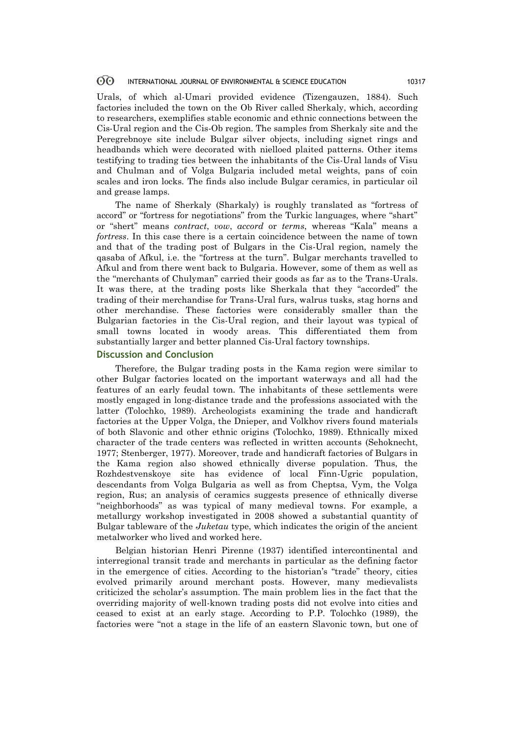Urals, of which al-Umari provided evidence (Tizengauzen, 1884). Such factories included the town on the Ob River called Sherkaly, which, according to researchers, exemplifies stable economic and ethnic connections between the Cis-Ural region and the Cis-Ob region. The samples from Sherkaly site and the Peregrebnoye site include Bulgar silver objects, including signet rings and headbands which were decorated with nielloed plaited patterns. Other items testifying to trading ties between the inhabitants of the Cis-Ural lands of Visu and Chulman and of Volga Bulgaria included metal weights, pans of coin scales and iron locks. The finds also include Bulgar ceramics, in particular oil and grease lamps.

The name of Sherkaly (Sharkaly) is roughly translated as "fortress of accord" or "fortress for negotiations" from the Turkic languages, where "shart" or "shert" means *contract*, *vow*, *accord* or *terms*, whereas "Kala" means a *fortress*. In this case there is a certain coincidence between the name of town and that of the trading post of Bulgars in the Cis-Ural region, namely the qasaba of Afkul, i.e. the "fortress at the turn". Bulgar merchants travelled to Afkul and from there went back to Bulgaria. However, some of them as well as the "merchants of Chulyman" carried their goods as far as to the Trans-Urals. It was there, at the trading posts like Sherkala that they "accorded" the trading of their merchandise for Trans-Ural furs, walrus tusks, stag horns and other merchandise. These factories were considerably smaller than the Bulgarian factories in the Cis-Ural region, and their layout was typical of small towns located in woody areas. This differentiated them from substantially larger and better planned Cis-Ural factory townships.

## Discussion and Conclusion

Therefore, the Bulgar trading posts in the Kama region were similar to other Bulgar factories located on the important waterways and all had the features of an early feudal town. The inhabitants of these settlements were mostly engaged in long-distance trade and the professions associated with the latter (Tolochko, 1989). Archeologists examining the trade and handicraft factories at the Upper Volga, the Dnieper, and Volkhov rivers found materials of both Slavonic and other ethnic origins (Tolochko, 1989). Ethnically mixed character of the trade centers was reflected in written accounts (Sehoknecht, 1977; Stenberger, 1977). Moreover, trade and handicraft factories of Bulgars in the Kama region also showed ethnically diverse population. Thus, the Rozhdestvenskoye site has evidence of local Finn-Ugric population, descendants from Volga Bulgaria as well as from Cheptsa, Vym, the Volga region, Rus; an analysis of ceramics suggests presence of ethnically diverse "neighborhoods" as was typical of many medieval towns. For example, a metallurgy workshop investigated in 2008 showed a substantial quantity of Bulgar tableware of the *Juketau* type, which indicates the origin of the ancient metalworker who lived and worked here.

Belgian historian Henri Pirenne (1937) identified intercontinental and interregional transit trade and merchants in particular as the defining factor in the emergence of cities. According to the historian's "trade" theory, cities evolved primarily around merchant posts. However, many medievalists criticized the scholar's assumption. The main problem lies in the fact that the overriding majority of well-known trading posts did not evolve into cities and ceased to exist at an early stage. According to P.P. Tolochko (1989), the factories were "not a stage in the life of an eastern Slavonic town, but one of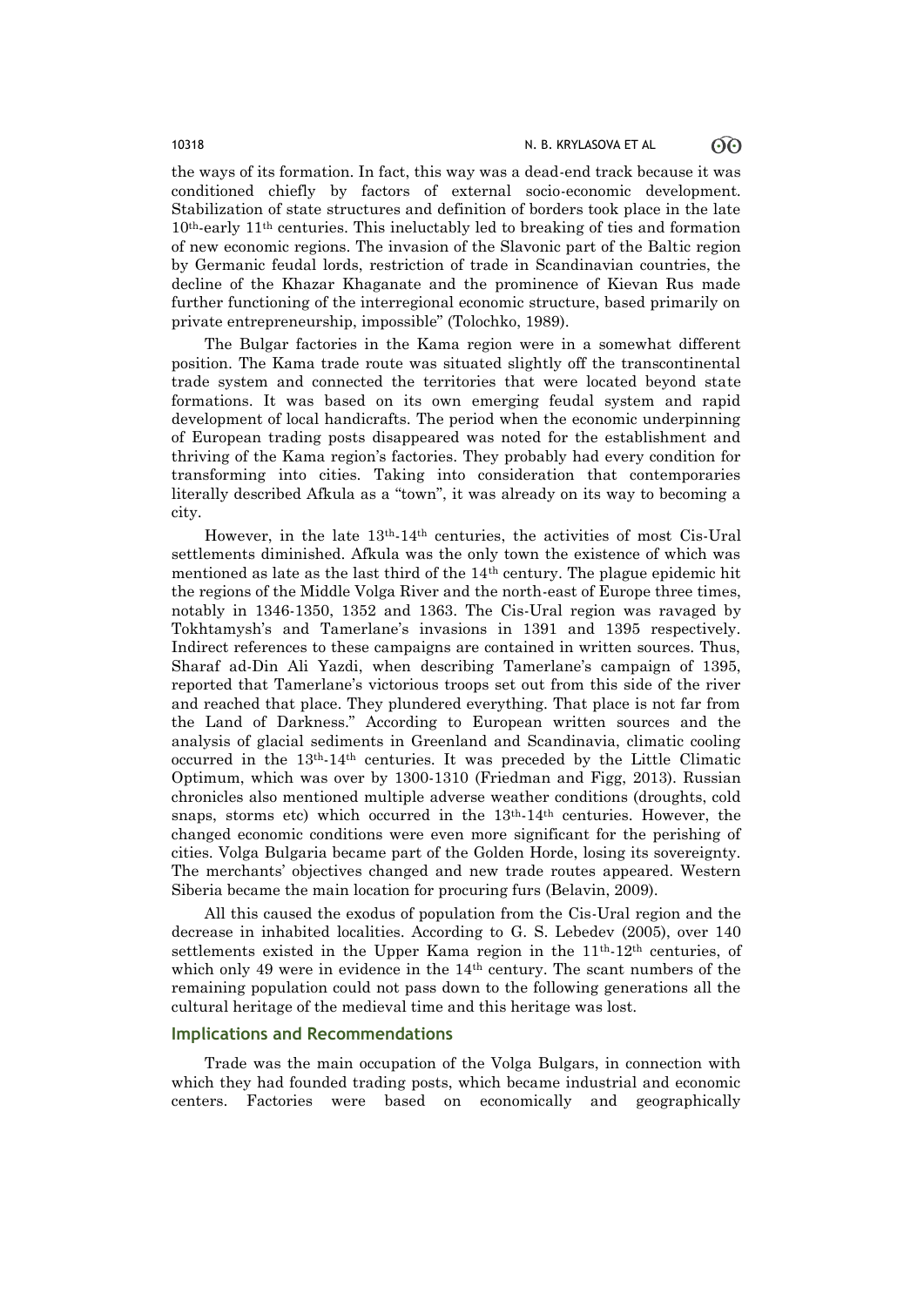the ways of its formation. In fact, this way was a dead-end track because it was conditioned chiefly by factors of external socio-economic development. Stabilization of state structures and definition of borders took place in the late 10th-early 11th centuries. This ineluctably led to breaking of ties and formation of new economic regions. The invasion of the Slavonic part of the Baltic region by Germanic feudal lords, restriction of trade in Scandinavian countries, the decline of the Khazar Khaganate and the prominence of Kievan Rus made further functioning of the interregional economic structure, based primarily on private entrepreneurship, impossible" (Tolochko, 1989).

The Bulgar factories in the Kama region were in a somewhat different position. The Kama trade route was situated slightly off the transcontinental trade system and connected the territories that were located beyond state formations. It was based on its own emerging feudal system and rapid development of local handicrafts. The period when the economic underpinning of European trading posts disappeared was noted for the establishment and thriving of the Kama region's factories. They probably had every condition for transforming into cities. Taking into consideration that contemporaries literally described Afkula as a "town", it was already on its way to becoming a city.

However, in the late 13th-14th centuries, the activities of most Cis-Ural settlements diminished. Afkula was the only town the existence of which was mentioned as late as the last third of the 14th century. The plague epidemic hit the regions of the Middle Volga River and the north-east of Europe three times, notably in 1346-1350, 1352 and 1363. The Cis-Ural region was ravaged by Tokhtamysh's and Tamerlane's invasions in 1391 and 1395 respectively. Indirect references to these campaigns are contained in written sources. Thus, Sharaf ad-Din Ali Yazdi, when describing Tamerlane's campaign of 1395, reported that Tamerlane's victorious troops set out from this side of the river and reached that place. They plundered everything. That place is not far from the Land of Darkness." According to European written sources and the analysis of glacial sediments in Greenland and Scandinavia, climatic cooling occurred in the 13th-14th centuries. It was preceded by the Little Climatic Optimum, which was over by 1300-1310 (Friedman and Figg, 2013). Russian chronicles also mentioned multiple adverse weather conditions (droughts, cold snaps, storms etc) which occurred in the 13th-14th centuries. However, the changed economic conditions were even more significant for the perishing of cities. Volga Bulgaria became part of the Golden Horde, losing its sovereignty. The merchants' objectives changed and new trade routes appeared. Western Siberia became the main location for procuring furs (Belavin, 2009).

All this caused the exodus of population from the Cis-Ural region and the decrease in inhabited localities. According to G. S. Lebedev (2005), over 140 settlements existed in the Upper Kama region in the 11th-12th centuries, of which only 49 were in evidence in the 14th century. The scant numbers of the remaining population could not pass down to the following generations all the cultural heritage of the medieval time and this heritage was lost.

## Implications and Recommendations

Trade was the main occupation of the Volga Bulgars, in connection with which they had founded trading posts, which became industrial and economic centers. Factories were based on economically and geographically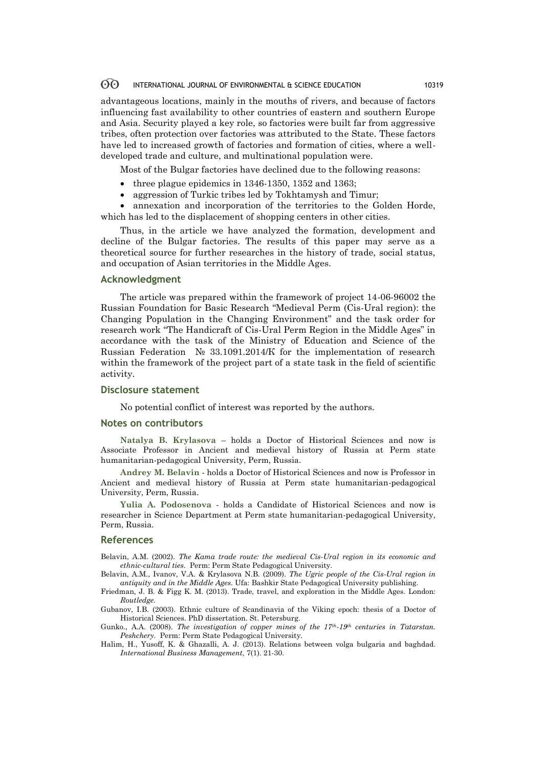advantageous locations, mainly in the mouths of rivers, and because of factors influencing fast availability to other countries of eastern and southern Europe and Asia. Security played a key role, so factories were built far from aggressive tribes, often protection over factories was attributed to the State. These factors have led to increased growth of factories and formation of cities, where a well-developed trade and culture, and multinational population were.

Most of the Bulgar factories have declined due to the following reasons:

- three plague epidemics in 1346-1350, 1352 and 1363;
- aggression of Turkic tribes led by Tokhtamysh and Timur;
- annexation and incorporation of the territories to the Golden Horde, which has led to the displacement of shopping centers in other cities.

Thus, in the article we have analyzed the formation, development and decline of the Bulgar factories. The results of this paper may serve as a theoretical source for further researches in the history of trade, social status, and occupation of Asian territories in the Middle Ages.

## Acknowledgment

The article was prepared within the framework of project 14-06-96002 the Russian Foundation for Basic Research "Medieval Perm (Cis-Ural region): the Changing Population in the Changing Environment" and the task order for research work "The Handicraft of Cis-Ural Perm Region in the Middle Ages" in accordance with the task of the Ministry of Education and Science of the Russian Federation № 33.1091.2014/К for the implementation of research within the framework of the project part of a state task in the field of scientific activity.

## Disclosure statement

No potential conflict of interest was reported by the authors.

## Notes on contributors

**Natalya B. Krylasova** – holds a Doctor of Historical Sciences and now is Associate Professor in Ancient and medieval history of Russia at Perm state humanitarian-pedagogical University, Perm, Russia.

**Andrey M. Belavin** - holds a Doctor of Historical Sciences and now is Professor in Ancient and medieval history of Russia at Perm state humanitarian-pedagogical University, Perm, Russia.

**Yulia A. Podosenova** - holds a Candidate of Historical Sciences and now is researcher in Science Department at Perm state humanitarian-pedagogical University, Perm, Russia.

## References

Belavin, A.M. (2002). *The Kama trade route: the medieval Cis-Ural region in its economic and ethnic-cultural ties.* Perm: Perm State Pedagogical University.

Belavin, A.M., Ivanov, V.A. & Krylasova N.B. (2009). *The Ugric people of the Cis-Ural region in antiquity and in the Middle Ages.* Ufa: Bashkir State Pedagogical University publishing.

Friedman, J. B. & Figg K. M. (2013). Trade, travel, and exploration in the Middle Ages. London: *Routledge.*

Gubanov, I.B. (2003). Ethnic culture of Scandinavia of the Viking epoch: thesis of a Doctor of Historical Sciences. PhD dissertation. St. Petersburg.

Gunko., A.A. (2008). *The investigation of copper mines of the 17th-19th centuries in Tatarstan. Peshchery.* Perm: Perm State Pedagogical University.

Halim, H., Yusoff, K. & Ghazalli, A. J. (2013). Relations between volga bulgaria and baghdad. *International Business Management,* 7(1). 21-30.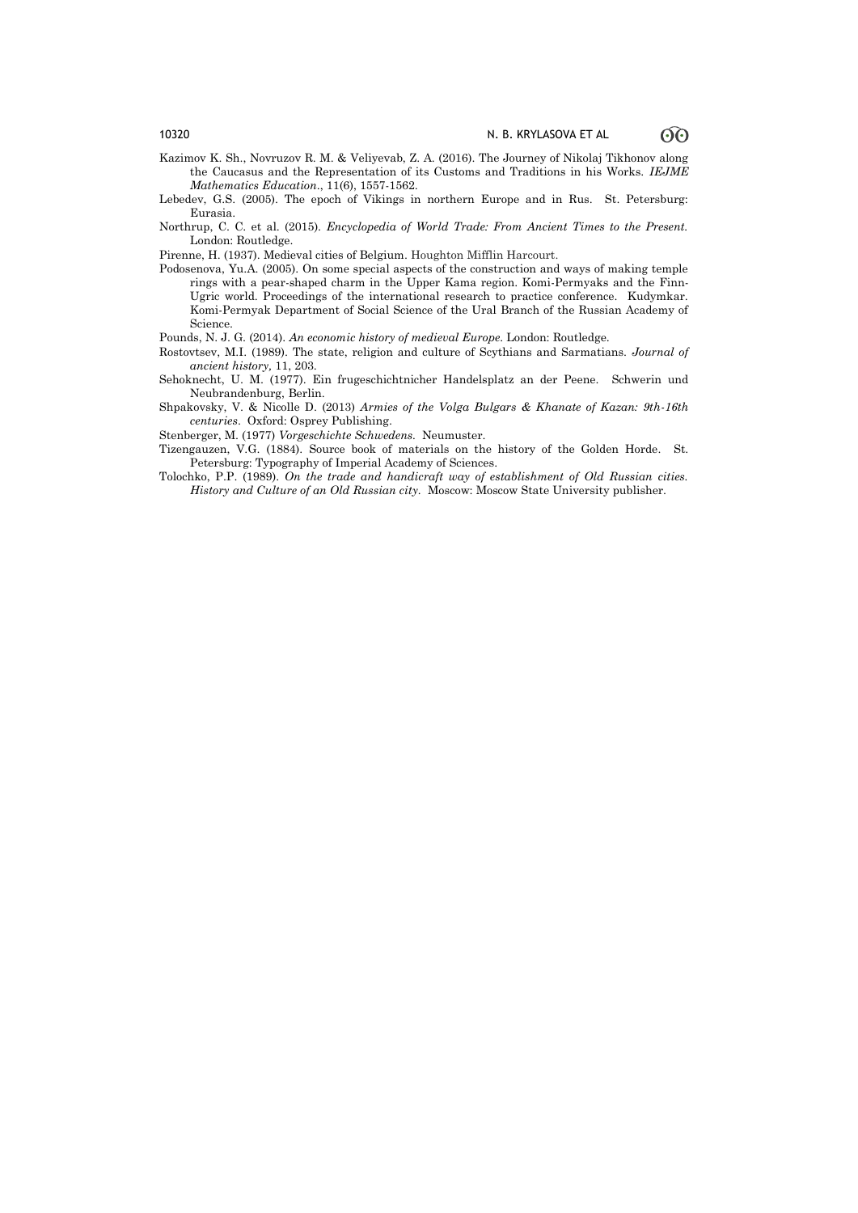Kazimov K. Sh., Novruzov R. M. & Veliyevab, Z. A. (2016). The Journey of Nikolaj Tikhonov along the Caucasus and the Representation of its Customs and Traditions in his Works. *IEJME Mathematics Education*., 11(6), 1557-1562.

Lebedev, G.S. (2005). The epoch of Vikings in northern Europe and in Rus. St. Petersburg: Eurasia.

Northrup, C. C. et al. (2015). *Encyclopedia of World Trade: From Ancient Times to the Present.* London: Routledge.

Pirenne, H. (1937). Medieval cities of Belgium. Houghton Mifflin Harcourt.

Podosenova, Yu.A. (2005). On some special aspects of the construction and ways of making temple rings with a pear-shaped charm in the Upper Kama region. Komi-Permyaks and the Finn-Ugric world. Proceedings of the international research to practice conference. Kudymkar. Komi-Permyak Department of Social Science of the Ural Branch of the Russian Academy of Science.

Pounds, N. J. G. (2014). *An economic history of medieval Europe.* London: Routledge.

Rostovtsev, M.I. (1989). The state, religion and culture of Scythians and Sarmatians. *Journal of ancient history,* 11, 203.

Sehoknecht, U. M. (1977). Ein frugeschichtnicher Handelsplatz an der Peene. Schwerin und Neubrandenburg, Berlin.

Shpakovsky, V. & Nicolle D. (2013) *Armies of the Volga Bulgars & Khanate of Kazan: 9th-16th centuries*. Oxford: Osprey Publishing.

Stenberger, M. (1977) *Vorgeschichte Schwedens.* Neumuster.

Tizengauzen, V.G. (1884). Source book of materials on the history of the Golden Horde. St. Petersburg: Typography of Imperial Academy of Sciences.

Tolochko, P.P. (1989). *On the trade and handicraft way of establishment of Old Russian cities. History and Culture of an Old Russian city*. Moscow: Moscow State University publisher.